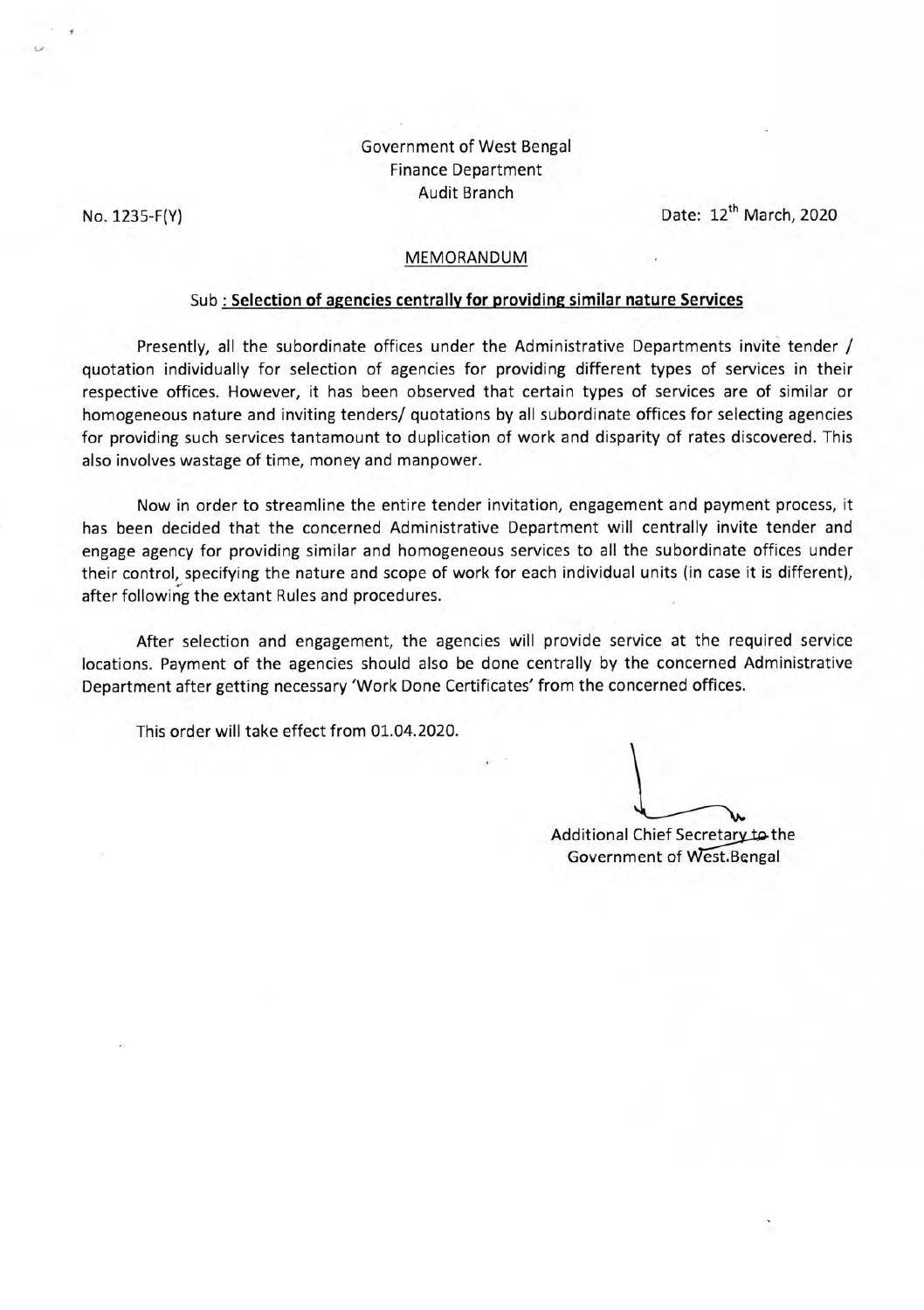Government of West Bengal
Finance Department
Audit Branch

No. 1235-F(Y)

Date: 12th March, 2020

MEMORANDUM

Sub : **Selection of agencies centrally for providing similar nature Services**

Presently, all the subordinate offices under the Administrative Departments invite tender / quotation individually for selection of agencies for providing different types of services in their respective offices. However, it has been observed that certain types of services are of similar or homogeneous nature and inviting tenders/ quotations by all subordinate offices for selecting agencies for providing such services tantamount to duplication of work and disparity of rates discovered. This also involves wastage of time, money and manpower.

Now in order to streamline the entire tender invitation, engagement and payment process, it has been decided that the concerned Administrative Department will centrally invite tender and engage agency for providing similar and homogeneous services to all the subordinate offices under their control, specifying the nature and scope of work for each individual units (in case it is different), after following the extant Rules and procedures.

After selection and engagement, the agencies will provide service at the required service locations. Payment of the agencies should also be done centrally by the concerned Administrative Department after getting necessary 'Work Done Certificates' from the concerned offices.

This order will take effect from 01.04.2020.

Additional Chief Secretary to the
Government of West.Bengal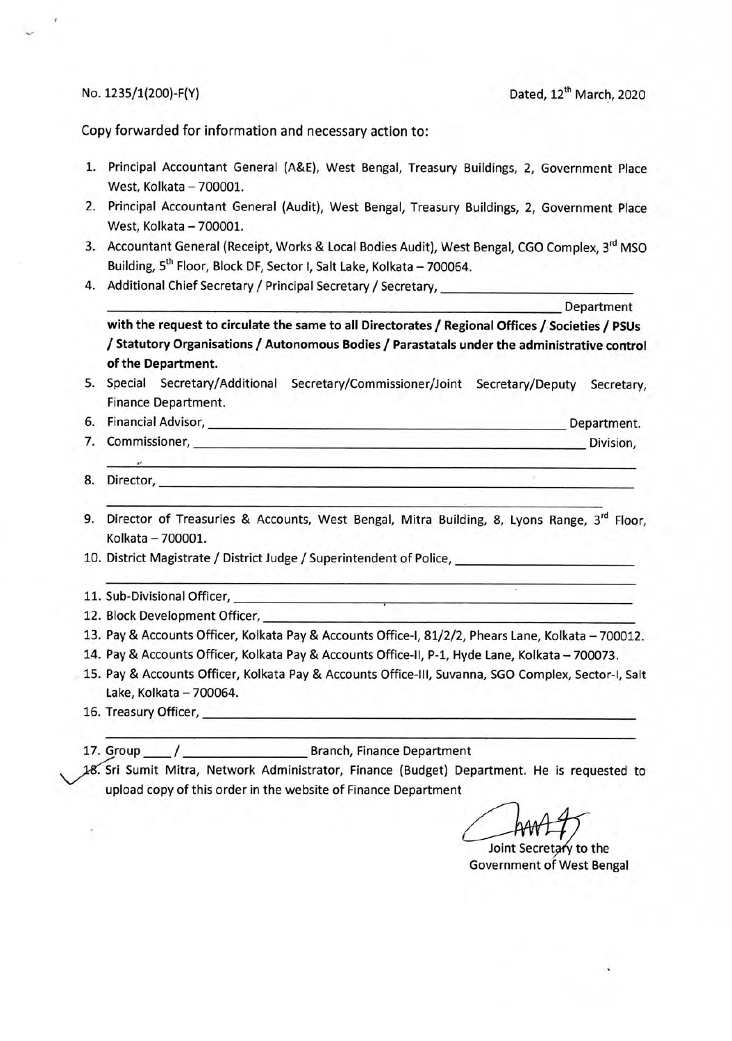No. 1235/1(200)-F(Y)

Dated, 12th March, 2020

Copy forwarded for information and necessary action to:

1. Principal Accountant General (A&E), West Bengal, Treasury Buildings, 2, Government Place West, Kolkata – 700001.
2. Principal Accountant General (Audit), West Bengal, Treasury Buildings, 2, Government Place West, Kolkata – 700001.
3. Accountant General (Receipt, Works & Local Bodies Audit), West Bengal, CGO Complex, 3rd MSO Building, 5th Floor, Block DF, Sector I, Salt Lake, Kolkata – 700064.
4. Additional Chief Secretary / Principal Secretary / Secretary, ________________________ ________________________ Department **with the request to circulate the same to all Directorates / Regional Offices / Societies / PSUs / Statutory Organisations / Autonomous Bodies / Parastatals under the administrative control of the Department.**
5. Special Secretary/Additional Secretary/Commissioner/Joint Secretary/Deputy Secretary, Finance Department.
6. Financial Advisor, ________________________ Department.
7. Commissioner, ________________________ Division, ________________________
8. Director, ________________________ ________________________
9. Director of Treasuries & Accounts, West Bengal, Mitra Building, 8, Lyons Range, 3rd Floor, Kolkata – 700001.
10. District Magistrate / District Judge / Superintendent of Police, ________________________ ________________________
11. Sub-Divisional Officer, ________________________
12. Block Development Officer, ________________________
13. Pay & Accounts Officer, Kolkata Pay & Accounts Office-I, 81/2/2, Phears Lane, Kolkata – 700012.
14. Pay & Accounts Officer, Kolkata Pay & Accounts Office-II, P-1, Hyde Lane, Kolkata – 700073.
15. Pay & Accounts Officer, Kolkata Pay & Accounts Office-III, Suvanna, SGO Complex, Sector-I, Salt Lake, Kolkata – 700064.
16. Treasury Officer, ________________________ ________________________
17. Group ____ / ________________ Branch, Finance Department
18. Sri Sumit Mitra, Network Administrator, Finance (Budget) Department. He is requested to upload copy of this order in the website of Finance Department

Joint Secretary to the
Government of West Bengal